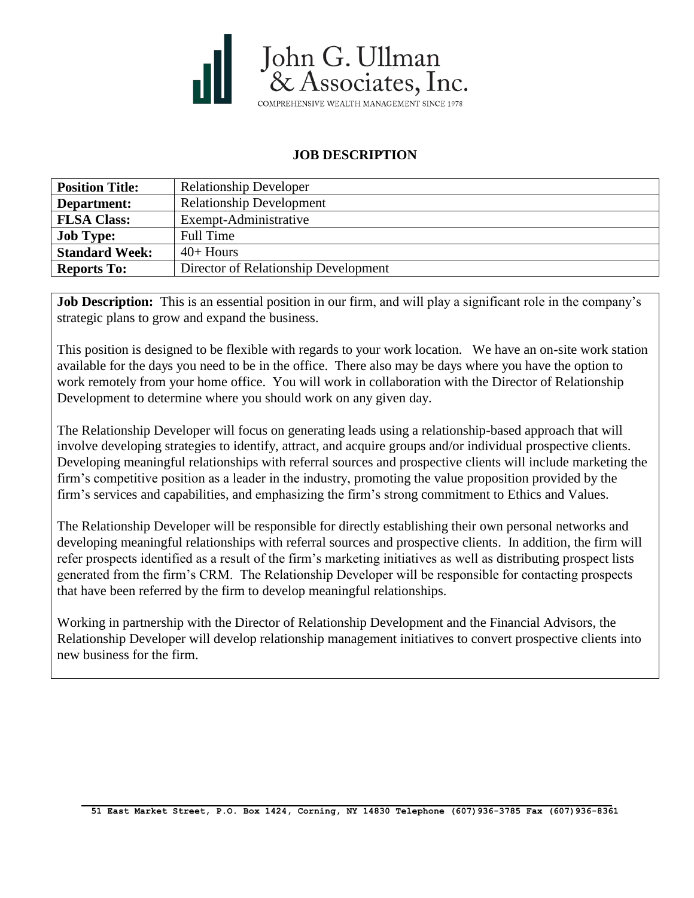John G. Ullman & Associates, Inc.

COMPREHENSIVE WEALTH MANAGEMENT SINCE 1978

## JOB DESCRIPTION

| **Position Title:** | Relationship Developer |
|---|---|
| **Department:** | Relationship Development |
| **FLSA Class:** | Exempt-Administrative |
| **Job Type:** | Full Time |
| **Standard Week:** | 40+ Hours |
| **Reports To:** | Director of Relationship Development |

**Job Description:** This is an essential position in our firm, and will play a significant role in the company's strategic plans to grow and expand the business.

This position is designed to be flexible with regards to your work location. We have an on-site work station available for the days you need to be in the office. There also may be days where you have the option to work remotely from your home office. You will work in collaboration with the Director of Relationship Development to determine where you should work on any given day.

The Relationship Developer will focus on generating leads using a relationship-based approach that will involve developing strategies to identify, attract, and acquire groups and/or individual prospective clients. Developing meaningful relationships with referral sources and prospective clients will include marketing the firm's competitive position as a leader in the industry, promoting the value proposition provided by the firm's services and capabilities, and emphasizing the firm's strong commitment to Ethics and Values.

The Relationship Developer will be responsible for directly establishing their own personal networks and developing meaningful relationships with referral sources and prospective clients. In addition, the firm will refer prospects identified as a result of the firm's marketing initiatives as well as distributing prospect lists generated from the firm's CRM. The Relationship Developer will be responsible for contacting prospects that have been referred by the firm to develop meaningful relationships.

Working in partnership with the Director of Relationship Development and the Financial Advisors, the Relationship Developer will develop relationship management initiatives to convert prospective clients into new business for the firm.

51 East Market Street, P.O. Box 1424, Corning, NY 14830 Telephone (607)936-3785 Fax (607)936-8361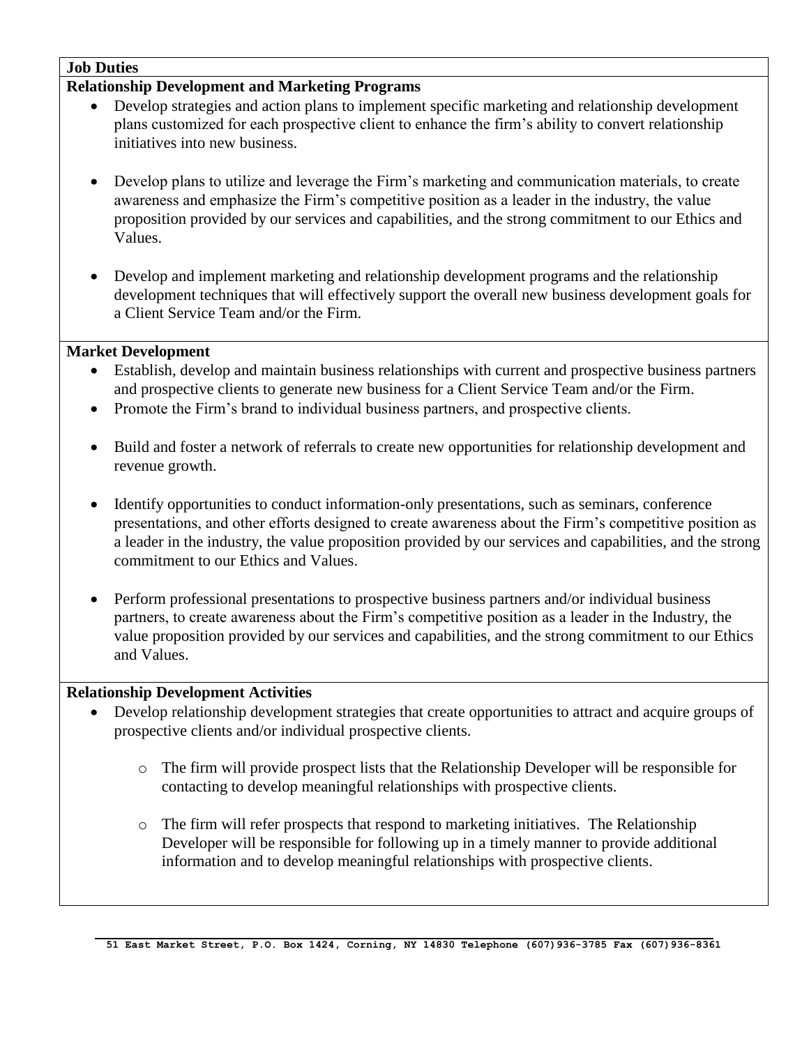**Job Duties**

**Relationship Development and Marketing Programs**

- Develop strategies and action plans to implement specific marketing and relationship development plans customized for each prospective client to enhance the firm's ability to convert relationship initiatives into new business.

- Develop plans to utilize and leverage the Firm's marketing and communication materials, to create awareness and emphasize the Firm's competitive position as a leader in the industry, the value proposition provided by our services and capabilities, and the strong commitment to our Ethics and Values.

- Develop and implement marketing and relationship development programs and the relationship development techniques that will effectively support the overall new business development goals for a Client Service Team and/or the Firm.

**Market Development**

- Establish, develop and maintain business relationships with current and prospective business partners and prospective clients to generate new business for a Client Service Team and/or the Firm.
- Promote the Firm's brand to individual business partners, and prospective clients.

- Build and foster a network of referrals to create new opportunities for relationship development and revenue growth.

- Identify opportunities to conduct information-only presentations, such as seminars, conference presentations, and other efforts designed to create awareness about the Firm's competitive position as a leader in the industry, the value proposition provided by our services and capabilities, and the strong commitment to our Ethics and Values.

- Perform professional presentations to prospective business partners and/or individual business partners, to create awareness about the Firm's competitive position as a leader in the Industry, the value proposition provided by our services and capabilities, and the strong commitment to our Ethics and Values.

**Relationship Development Activities**

- Develop relationship development strategies that create opportunities to attract and acquire groups of prospective clients and/or individual prospective clients.

    - The firm will provide prospect lists that the Relationship Developer will be responsible for contacting to develop meaningful relationships with prospective clients.

    - The firm will refer prospects that respond to marketing initiatives. The Relationship Developer will be responsible for following up in a timely manner to provide additional information and to develop meaningful relationships with prospective clients.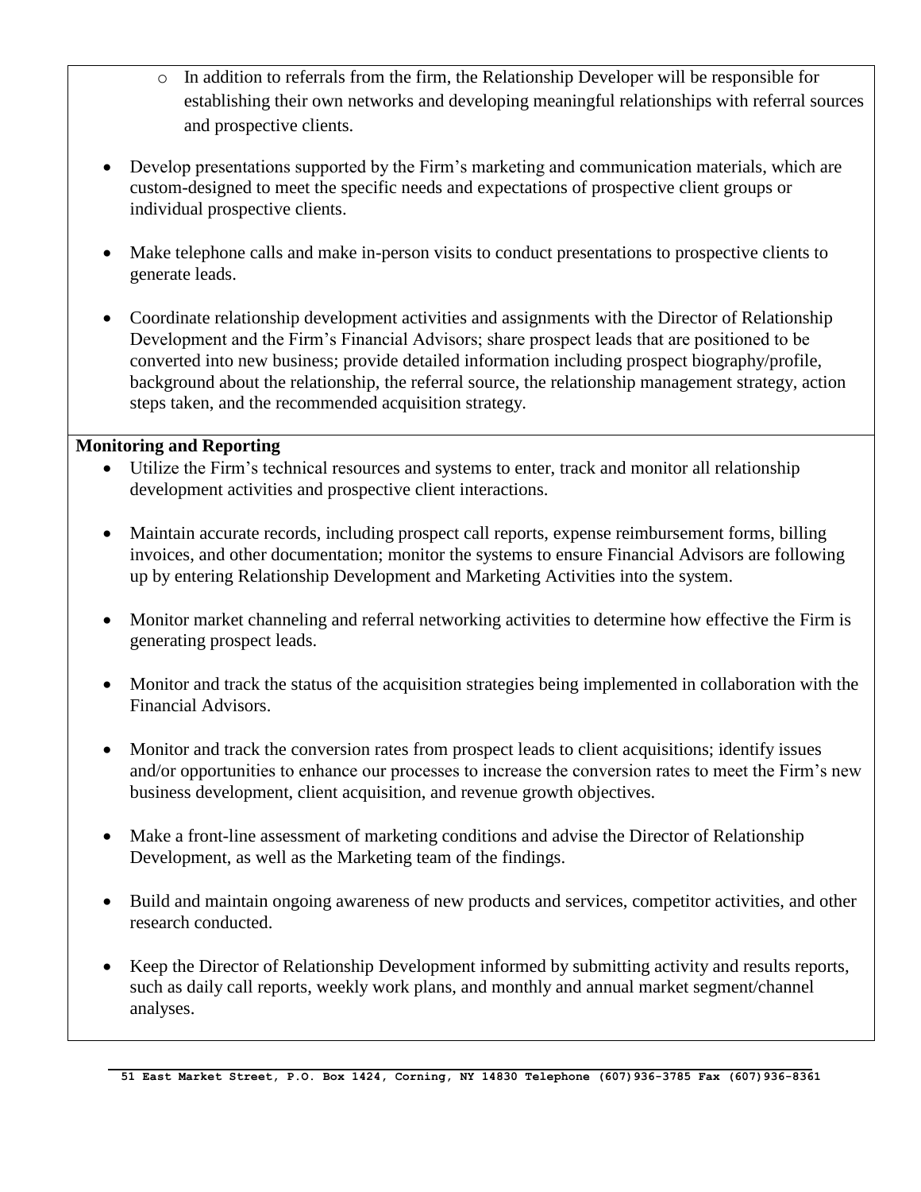- In addition to referrals from the firm, the Relationship Developer will be responsible for establishing their own networks and developing meaningful relationships with referral sources and prospective clients.

- Develop presentations supported by the Firm's marketing and communication materials, which are custom-designed to meet the specific needs and expectations of prospective client groups or individual prospective clients.

- Make telephone calls and make in-person visits to conduct presentations to prospective clients to generate leads.

- Coordinate relationship development activities and assignments with the Director of Relationship Development and the Firm's Financial Advisors; share prospect leads that are positioned to be converted into new business; provide detailed information including prospect biography/profile, background about the relationship, the referral source, the relationship management strategy, action steps taken, and the recommended acquisition strategy.

**Monitoring and Reporting**

- Utilize the Firm's technical resources and systems to enter, track and monitor all relationship development activities and prospective client interactions.

- Maintain accurate records, including prospect call reports, expense reimbursement forms, billing invoices, and other documentation; monitor the systems to ensure Financial Advisors are following up by entering Relationship Development and Marketing Activities into the system.

- Monitor market channeling and referral networking activities to determine how effective the Firm is generating prospect leads.

- Monitor and track the status of the acquisition strategies being implemented in collaboration with the Financial Advisors.

- Monitor and track the conversion rates from prospect leads to client acquisitions; identify issues and/or opportunities to enhance our processes to increase the conversion rates to meet the Firm's new business development, client acquisition, and revenue growth objectives.

- Make a front-line assessment of marketing conditions and advise the Director of Relationship Development, as well as the Marketing team of the findings.

- Build and maintain ongoing awareness of new products and services, competitor activities, and other research conducted.

- Keep the Director of Relationship Development informed by submitting activity and results reports, such as daily call reports, weekly work plans, and monthly and annual market segment/channel analyses.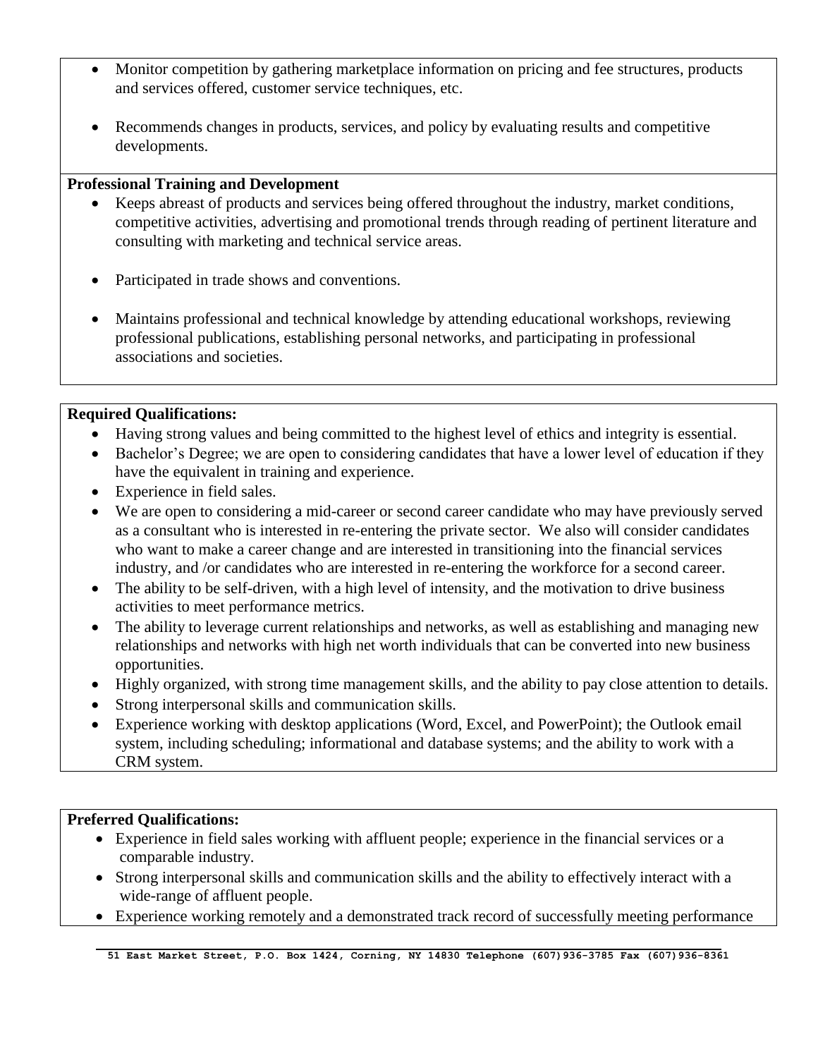- Monitor competition by gathering marketplace information on pricing and fee structures, products and services offered, customer service techniques, etc.

- Recommends changes in products, services, and policy by evaluating results and competitive developments.

**Professional Training and Development**

- Keeps abreast of products and services being offered throughout the industry, market conditions, competitive activities, advertising and promotional trends through reading of pertinent literature and consulting with marketing and technical service areas.

- Participated in trade shows and conventions.

- Maintains professional and technical knowledge by attending educational workshops, reviewing professional publications, establishing personal networks, and participating in professional associations and societies.

**Required Qualifications:**

- Having strong values and being committed to the highest level of ethics and integrity is essential.
- Bachelor's Degree; we are open to considering candidates that have a lower level of education if they have the equivalent in training and experience.
- Experience in field sales.
- We are open to considering a mid-career or second career candidate who may have previously served as a consultant who is interested in re-entering the private sector. We also will consider candidates who want to make a career change and are interested in transitioning into the financial services industry, and /or candidates who are interested in re-entering the workforce for a second career.
- The ability to be self-driven, with a high level of intensity, and the motivation to drive business activities to meet performance metrics.
- The ability to leverage current relationships and networks, as well as establishing and managing new relationships and networks with high net worth individuals that can be converted into new business opportunities.
- Highly organized, with strong time management skills, and the ability to pay close attention to details.
- Strong interpersonal skills and communication skills.
- Experience working with desktop applications (Word, Excel, and PowerPoint); the Outlook email system, including scheduling; informational and database systems; and the ability to work with a CRM system.

**Preferred Qualifications:**

- Experience in field sales working with affluent people; experience in the financial services or a comparable industry.
- Strong interpersonal skills and communication skills and the ability to effectively interact with a wide-range of affluent people.
- Experience working remotely and a demonstrated track record of successfully meeting performance

51 East Market Street, P.O. Box 1424, Corning, NY 14830 Telephone (607)936-3785 Fax (607)936-8361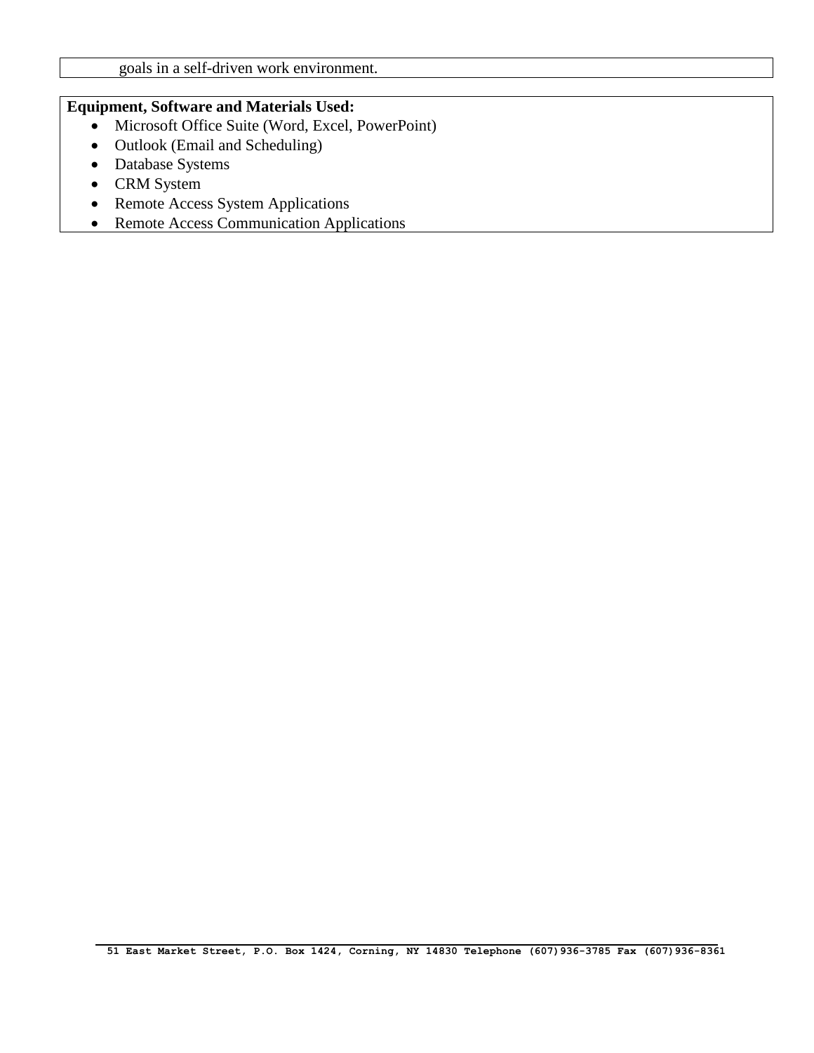goals in a self-driven work environment.

**Equipment, Software and Materials Used:**

- Microsoft Office Suite (Word, Excel, PowerPoint)
- Outlook (Email and Scheduling)
- Database Systems
- CRM System
- Remote Access System Applications
- Remote Access Communication Applications